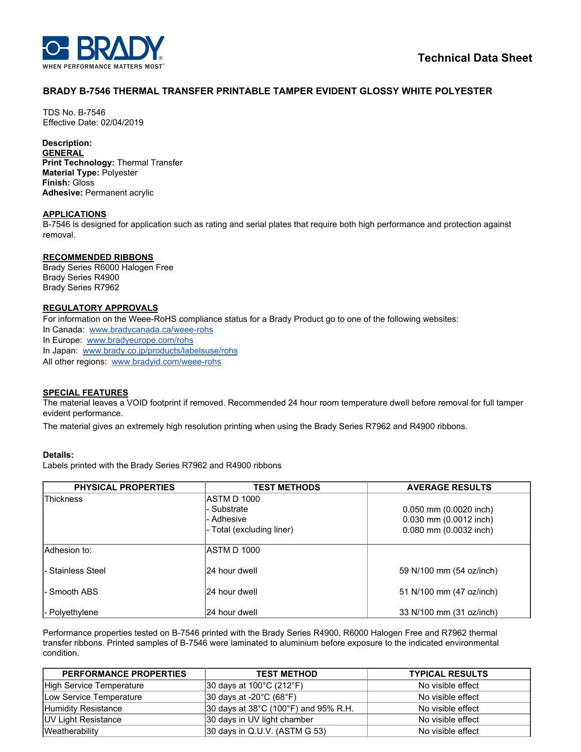Technical Data Sheet

# BRADY B-7546 THERMAL TRANSFER PRINTABLE TAMPER EVIDENT GLOSSY WHITE POLYESTER

TDS No. B-7546
Effective Date: 02/04/2019

**Description:**

**GENERAL**

**Print Technology:** Thermal Transfer
**Material Type:** Polyester
**Finish:** Gloss
**Adhesive:** Permanent acrylic

**APPLICATIONS**

B-7546 is designed for application such as rating and serial plates that require both high performance and protection against removal.

**RECOMMENDED RIBBONS**

Brady Series R6000 Halogen Free
Brady Series R4900
Brady Series R7962

**REGULATORY APPROVALS**

For information on the Weee-RoHS compliance status for a Brady Product go to one of the following websites:
In Canada: www.bradycanada.ca/weee-rohs
In Europe: www.bradyeurope.com/rohs
In Japan: www.brady.co.jp/products/labelsuse/rohs
All other regions: www.bradyid.com/weee-rohs

**SPECIAL FEATURES**

The material leaves a VOID footprint if removed. Recommended 24 hour room temperature dwell before removal for full tamper evident performance.

The material gives an extremely high resolution printing when using the Brady Series R7962 and R4900 ribbons.

**Details:**

Labels printed with the Brady Series R7962 and R4900 ribbons

| PHYSICAL PROPERTIES | TEST METHODS | AVERAGE RESULTS |
|---|---|---|
| Thickness | ASTM D 1000 | |
| | - Substrate | 0.050 mm (0.0020 inch) |
| | - Adhesive | 0.030 mm (0.0012 inch) |
| | - Total (excluding liner) | 0.080 mm (0.0032 inch) |
| Adhesion to: | ASTM D 1000 | |
| - Stainless Steel | 24 hour dwell | 59 N/100 mm (54 oz/inch) |
| - Smooth ABS | 24 hour dwell | 51 N/100 mm (47 oz/inch) |
| - Polyethylene | 24 hour dwell | 33 N/100 mm (31 oz/inch) |

Performance properties tested on B-7546 printed with the Brady Series R4900, R6000 Halogen Free and R7962 thermal transfer ribbons. Printed samples of B-7546 were laminated to aluminium before exposure to the indicated environmental condition.

| PERFORMANCE PROPERTIES | TEST METHOD | TYPICAL RESULTS |
|---|---|---|
| High Service Temperature | 30 days at 100°C (212°F) | No visible effect |
| Low Service Temperature | 30 days at -20°C (68°F) | No visible effect |
| Humidity Resistance | 30 days at 38°C (100°F) and 95% R.H. | No visible effect |
| UV Light Resistance | 30 days in UV light chamber | No visible effect |
| Weatherability | 30 days in Q.U.V. (ASTM G 53) | No visible effect |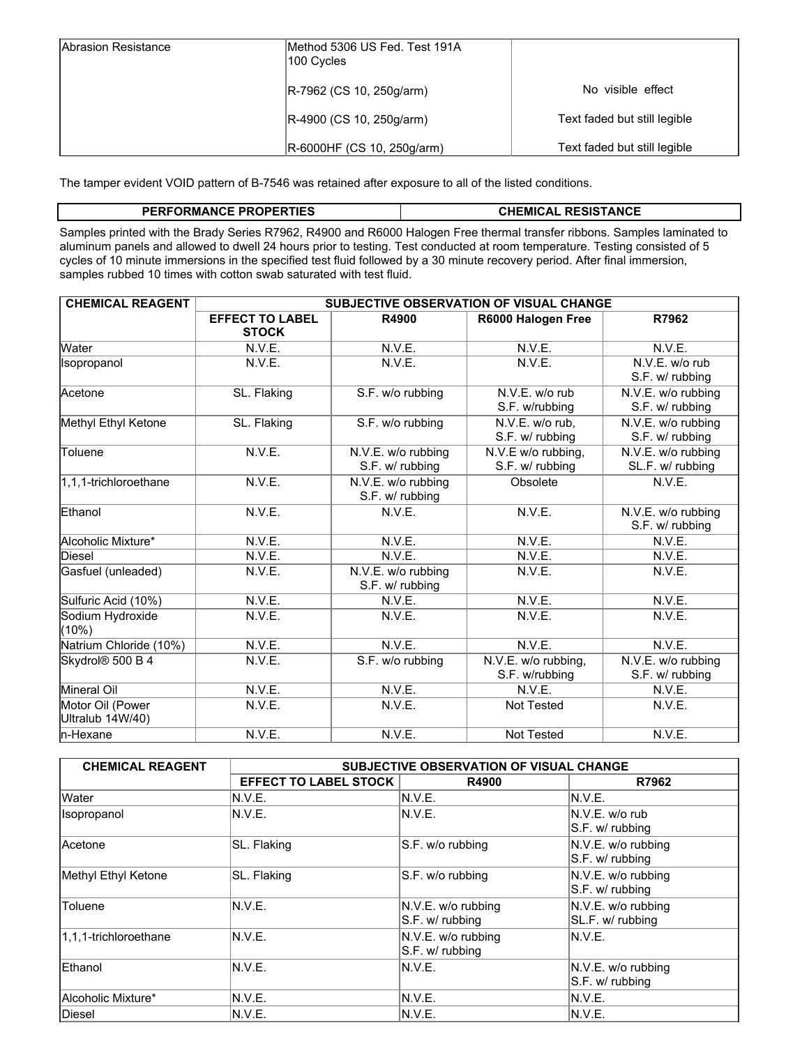| Abrasion Resistance | Method 5306 US Fed. Test 191A<br>100 Cycles | |
|---|---|---|
| | R-7962 (CS 10, 250g/arm) | No visible effect |
| | R-4900 (CS 10, 250g/arm) | Text faded but still legible |
| | R-6000HF (CS 10, 250g/arm) | Text faded but still legible |

The tamper evident VOID pattern of B-7546 was retained after exposure to all of the listed conditions.

| PERFORMANCE PROPERTIES | CHEMICAL RESISTANCE |
|---|---|

Samples printed with the Brady Series R7962, R4900 and R6000 Halogen Free thermal transfer ribbons. Samples laminated to aluminum panels and allowed to dwell 24 hours prior to testing. Test conducted at room temperature. Testing consisted of 5 cycles of 10 minute immersions in the specified test fluid followed by a 30 minute recovery period. After final immersion, samples rubbed 10 times with cotton swab saturated with test fluid.

| CHEMICAL REAGENT | SUBJECTIVE OBSERVATION OF VISUAL CHANGE | | | |
|---|---|---|---|---|
| | EFFECT TO LABEL STOCK | R4900 | R6000 Halogen Free | R7962 |
| Water | N.V.E. | N.V.E. | N.V.E. | N.V.E. |
| Isopropanol | N.V.E. | N.V.E. | N.V.E. | N.V.E. w/o rub<br>S.F. w/ rubbing |
| Acetone | SL. Flaking | S.F. w/o rubbing | N.V.E. w/o rub<br>S.F. w/rubbing | N.V.E. w/o rubbing<br>S.F. w/ rubbing |
| Methyl Ethyl Ketone | SL. Flaking | S.F. w/o rubbing | N.V.E. w/o rub,<br>S.F. w/ rubbing | N.V.E. w/o rubbing<br>S.F. w/ rubbing |
| Toluene | N.V.E. | N.V.E. w/o rubbing<br>S.F. w/ rubbing | N.V.E w/o rubbing,<br>S.F. w/ rubbing | N.V.E. w/o rubbing<br>SL.F. w/ rubbing |
| 1,1,1-trichloroethane | N.V.E. | N.V.E. w/o rubbing<br>S.F. w/ rubbing | Obsolete | N.V.E. |
| Ethanol | N.V.E. | N.V.E. | N.V.E. | N.V.E. w/o rubbing<br>S.F. w/ rubbing |
| Alcoholic Mixture* | N.V.E. | N.V.E. | N.V.E. | N.V.E. |
| Diesel | N.V.E. | N.V.E. | N.V.E. | N.V.E. |
| Gasfuel (unleaded) | N.V.E. | N.V.E. w/o rubbing<br>S.F. w/ rubbing | N.V.E. | N.V.E. |
| Sulfuric Acid (10%) | N.V.E. | N.V.E. | N.V.E. | N.V.E. |
| Sodium Hydroxide (10%) | N.V.E. | N.V.E. | N.V.E. | N.V.E. |
| Natrium Chloride (10%) | N.V.E. | N.V.E. | N.V.E. | N.V.E. |
| Skydrol® 500 B 4 | N.V.E. | S.F. w/o rubbing | N.V.E. w/o rubbing,<br>S.F. w/rubbing | N.V.E. w/o rubbing<br>S.F. w/ rubbing |
| Mineral Oil | N.V.E. | N.V.E. | N.V.E. | N.V.E. |
| Motor Oil (Power Ultralub 14W/40) | N.V.E. | N.V.E. | Not Tested | N.V.E. |
| n-Hexane | N.V.E. | N.V.E. | Not Tested | N.V.E. |

| CHEMICAL REAGENT | SUBJECTIVE OBSERVATION OF VISUAL CHANGE | | |
|---|---|---|---|
| | EFFECT TO LABEL STOCK | R4900 | R7962 |
| Water | N.V.E. | N.V.E. | N.V.E. |
| Isopropanol | N.V.E. | N.V.E. | N.V.E. w/o rub<br>S.F. w/ rubbing |
| Acetone | SL. Flaking | S.F. w/o rubbing | N.V.E. w/o rubbing<br>S.F. w/ rubbing |
| Methyl Ethyl Ketone | SL. Flaking | S.F. w/o rubbing | N.V.E. w/o rubbing<br>S.F. w/ rubbing |
| Toluene | N.V.E. | N.V.E. w/o rubbing<br>S.F. w/ rubbing | N.V.E. w/o rubbing<br>SL.F. w/ rubbing |
| 1,1,1-trichloroethane | N.V.E. | N.V.E. w/o rubbing<br>S.F. w/ rubbing | N.V.E. |
| Ethanol | N.V.E. | N.V.E. | N.V.E. w/o rubbing<br>S.F. w/ rubbing |
| Alcoholic Mixture* | N.V.E. | N.V.E. | N.V.E. |
| Diesel | N.V.E. | N.V.E. | N.V.E. |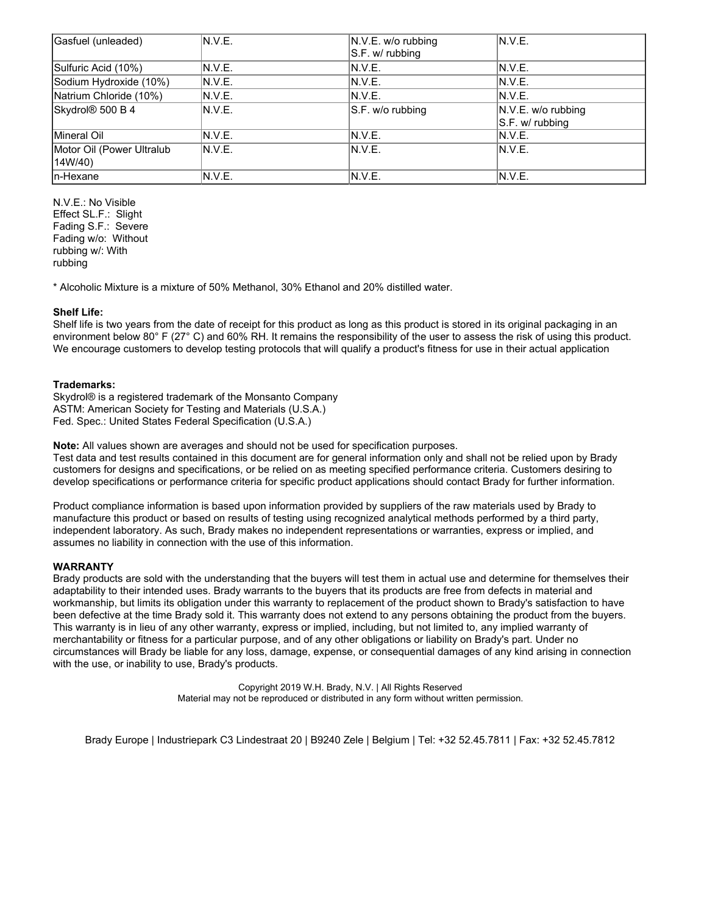| | | | |
|---|---|---|---|
| Gasfuel (unleaded) | N.V.E. | N.V.E. w/o rubbing<br>S.F. w/ rubbing | N.V.E. |
| Sulfuric Acid (10%) | N.V.E. | N.V.E. | N.V.E. |
| Sodium Hydroxide (10%) | N.V.E. | N.V.E. | N.V.E. |
| Natrium Chloride (10%) | N.V.E. | N.V.E. | N.V.E. |
| Skydrol® 500 B 4 | N.V.E. | S.F. w/o rubbing | N.V.E. w/o rubbing<br>S.F. w/ rubbing |
| Mineral Oil | N.V.E. | N.V.E. | N.V.E. |
| Motor Oil (Power Ultralub 14W/40) | N.V.E. | N.V.E. | N.V.E. |
| n-Hexane | N.V.E. | N.V.E. | N.V.E. |

N.V.E.: No Visible Effect SL.F.: Slight Fading S.F.: Severe Fading w/o: Without rubbing w/: With rubbing

* Alcoholic Mixture is a mixture of 50% Methanol, 30% Ethanol and 20% distilled water.

**Shelf Life:**
Shelf life is two years from the date of receipt for this product as long as this product is stored in its original packaging in an environment below 80° F (27° C) and 60% RH. It remains the responsibility of the user to assess the risk of using this product. We encourage customers to develop testing protocols that will qualify a product's fitness for use in their actual application

**Trademarks:**
Skydrol® is a registered trademark of the Monsanto Company
ASTM: American Society for Testing and Materials (U.S.A.)
Fed. Spec.: United States Federal Specification (U.S.A.)

**Note:** All values shown are averages and should not be used for specification purposes.
Test data and test results contained in this document are for general information only and shall not be relied upon by Brady customers for designs and specifications, or be relied on as meeting specified performance criteria. Customers desiring to develop specifications or performance criteria for specific product applications should contact Brady for further information.

Product compliance information is based upon information provided by suppliers of the raw materials used by Brady to manufacture this product or based on results of testing using recognized analytical methods performed by a third party, independent laboratory. As such, Brady makes no independent representations or warranties, express or implied, and assumes no liability in connection with the use of this information.

**WARRANTY**
Brady products are sold with the understanding that the buyers will test them in actual use and determine for themselves their adaptability to their intended uses. Brady warrants to the buyers that its products are free from defects in material and workmanship, but limits its obligation under this warranty to replacement of the product shown to Brady's satisfaction to have been defective at the time Brady sold it. This warranty does not extend to any persons obtaining the product from the buyers. This warranty is in lieu of any other warranty, express or implied, including, but not limited to, any implied warranty of merchantability or fitness for a particular purpose, and of any other obligations or liability on Brady's part. Under no circumstances will Brady be liable for any loss, damage, expense, or consequential damages of any kind arising in connection with the use, or inability to use, Brady's products.

Copyright 2019 W.H. Brady, N.V. | All Rights Reserved
Material may not be reproduced or distributed in any form without written permission.

Brady Europe | Industriepark C3 Lindestraat 20 | B9240 Zele | Belgium | Tel: +32 52.45.7811 | Fax: +32 52.45.7812